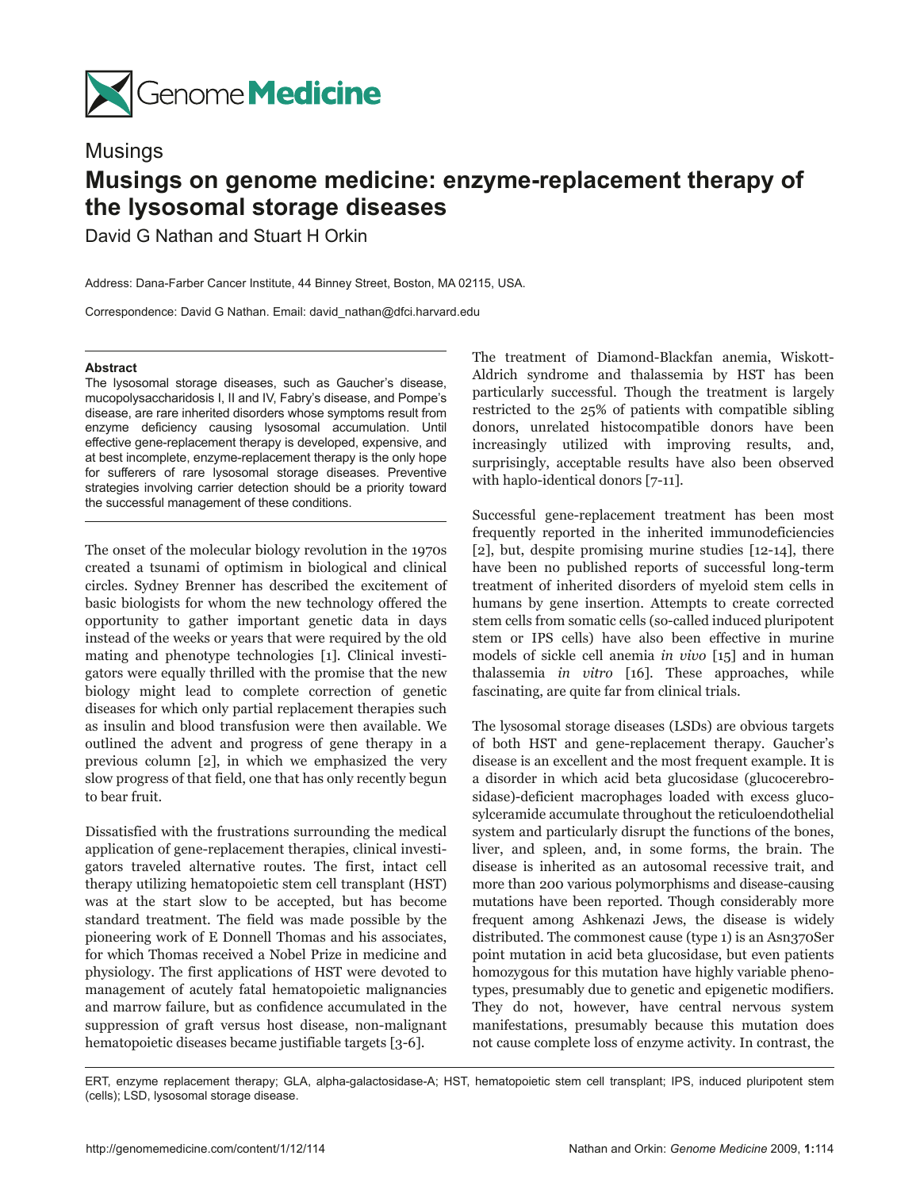Musings

# Musings on genome medicine: enzyme-replacement therapy of the lysosomal storage diseases

David G Nathan and Stuart H Orkin

Address: Dana-Farber Cancer Institute, 44 Binney Street, Boston, MA 02115, USA.

Correspondence: David G Nathan. Email: david_nathan@dfci.harvard.edu

**Abstract**

The lysosomal storage diseases, such as Gaucher's disease, mucopolysaccharidosis I, II and IV, Fabry's disease, and Pompe's disease, are rare inherited disorders whose symptoms result from enzyme deficiency causing lysosomal accumulation. Until effective gene-replacement therapy is developed, expensive, and at best incomplete, enzyme-replacement therapy is the only hope for sufferers of rare lysosomal storage diseases. Preventive strategies involving carrier detection should be a priority toward the successful management of these conditions.

The onset of the molecular biology revolution in the 1970s created a tsunami of optimism in biological and clinical circles. Sydney Brenner has described the excitement of basic biologists for whom the new technology offered the opportunity to gather important genetic data in days instead of the weeks or years that were required by the old mating and phenotype technologies [1]. Clinical investigators were equally thrilled with the promise that the new biology might lead to complete correction of genetic diseases for which only partial replacement therapies such as insulin and blood transfusion were then available. We outlined the advent and progress of gene therapy in a previous column [2], in which we emphasized the very slow progress of that field, one that has only recently begun to bear fruit.

Dissatisfied with the frustrations surrounding the medical application of gene-replacement therapies, clinical investigators traveled alternative routes. The first, intact cell therapy utilizing hematopoietic stem cell transplant (HST) was at the start slow to be accepted, but has become standard treatment. The field was made possible by the pioneering work of E Donnell Thomas and his associates, for which Thomas received a Nobel Prize in medicine and physiology. The first applications of HST were devoted to management of acutely fatal hematopoietic malignancies and marrow failure, but as confidence accumulated in the suppression of graft versus host disease, non-malignant hematopoietic diseases became justifiable targets [3-6].

The treatment of Diamond-Blackfan anemia, Wiskott-Aldrich syndrome and thalassemia by HST has been particularly successful. Though the treatment is largely restricted to the 25% of patients with compatible sibling donors, unrelated histocompatible donors have been increasingly utilized with improving results, and, surprisingly, acceptable results have also been observed with haplo-identical donors [7-11].

Successful gene-replacement treatment has been most frequently reported in the inherited immunodeficiencies [2], but, despite promising murine studies [12-14], there have been no published reports of successful long-term treatment of inherited disorders of myeloid stem cells in humans by gene insertion. Attempts to create corrected stem cells from somatic cells (so-called induced pluripotent stem or IPS cells) have also been effective in murine models of sickle cell anemia *in vivo* [15] and in human thalassemia *in vitro* [16]. These approaches, while fascinating, are quite far from clinical trials.

The lysosomal storage diseases (LSDs) are obvious targets of both HST and gene-replacement therapy. Gaucher's disease is an excellent and the most frequent example. It is a disorder in which acid beta glucosidase (glucocerebrosidase)-deficient macrophages loaded with excess glucosylceramide accumulate throughout the reticuloendothelial system and particularly disrupt the functions of the bones, liver, and spleen, and, in some forms, the brain. The disease is inherited as an autosomal recessive trait, and more than 200 various polymorphisms and disease-causing mutations have been reported. Though considerably more frequent among Ashkenazi Jews, the disease is widely distributed. The commonest cause (type 1) is an Asn370Ser point mutation in acid beta glucosidase, but even patients homozygous for this mutation have highly variable phenotypes, presumably due to genetic and epigenetic modifiers. They do not, however, have central nervous system manifestations, presumably because this mutation does not cause complete loss of enzyme activity. In contrast, the

ERT, enzyme replacement therapy; GLA, alpha-galactosidase-A; HST, hematopoietic stem cell transplant; IPS, induced pluripotent stem (cells); LSD, lysosomal storage disease.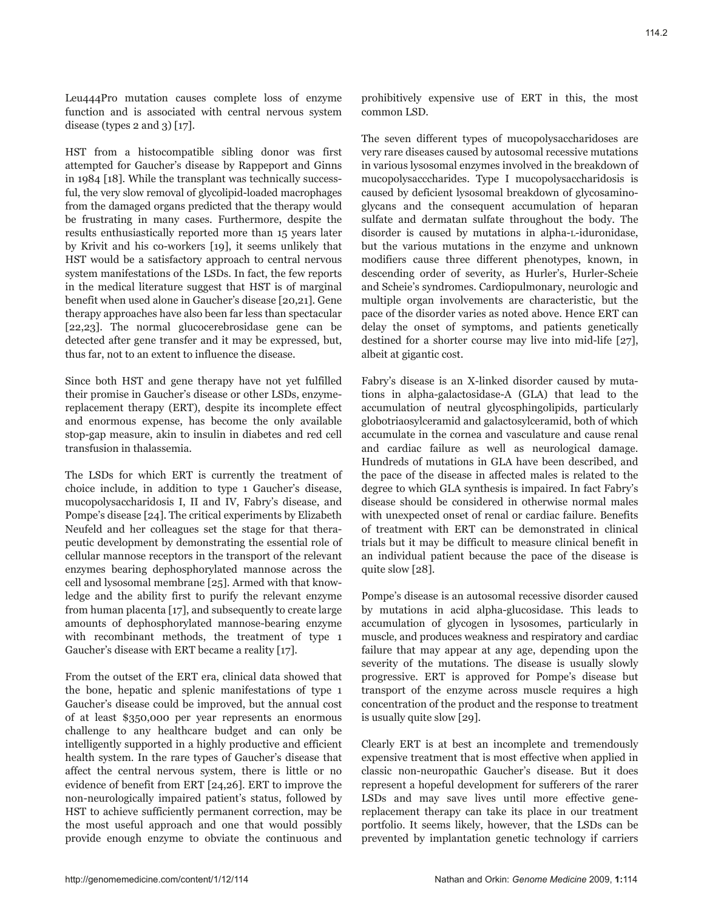Leu444Pro mutation causes complete loss of enzyme function and is associated with central nervous system disease (types 2 and 3) [17].

HST from a histocompatible sibling donor was first attempted for Gaucher's disease by Rappeport and Ginns in 1984 [18]. While the transplant was technically successful, the very slow removal of glycolipid-loaded macrophages from the damaged organs predicted that the therapy would be frustrating in many cases. Furthermore, despite the results enthusiastically reported more than 15 years later by Krivit and his co-workers [19], it seems unlikely that HST would be a satisfactory approach to central nervous system manifestations of the LSDs. In fact, the few reports in the medical literature suggest that HST is of marginal benefit when used alone in Gaucher's disease [20,21]. Gene therapy approaches have also been far less than spectacular [22,23]. The normal glucocerebrosidase gene can be detected after gene transfer and it may be expressed, but, thus far, not to an extent to influence the disease.

Since both HST and gene therapy have not yet fulfilled their promise in Gaucher's disease or other LSDs, enzyme-replacement therapy (ERT), despite its incomplete effect and enormous expense, has become the only available stop-gap measure, akin to insulin in diabetes and red cell transfusion in thalassemia.

The LSDs for which ERT is currently the treatment of choice include, in addition to type 1 Gaucher's disease, mucopolysaccharidosis I, II and IV, Fabry's disease, and Pompe's disease [24]. The critical experiments by Elizabeth Neufeld and her colleagues set the stage for that therapeutic development by demonstrating the essential role of cellular mannose receptors in the transport of the relevant enzymes bearing dephosphorylated mannose across the cell and lysosomal membrane [25]. Armed with that knowledge and the ability first to purify the relevant enzyme from human placenta [17], and subsequently to create large amounts of dephosphorylated mannose-bearing enzyme with recombinant methods, the treatment of type 1 Gaucher's disease with ERT became a reality [17].

From the outset of the ERT era, clinical data showed that the bone, hepatic and splenic manifestations of type 1 Gaucher's disease could be improved, but the annual cost of at least $350,000 per year represents an enormous challenge to any healthcare budget and can only be intelligently supported in a highly productive and efficient health system. In the rare types of Gaucher's disease that affect the central nervous system, there is little or no evidence of benefit from ERT [24,26]. ERT to improve the non-neurologically impaired patient's status, followed by HST to achieve sufficiently permanent correction, may be the most useful approach and one that would possibly provide enough enzyme to obviate the continuous and prohibitively expensive use of ERT in this, the most common LSD.

The seven different types of mucopolysaccharidoses are very rare diseases caused by autosomal recessive mutations in various lysosomal enzymes involved in the breakdown of mucopolysacccharides. Type I mucopolysaccharidosis is caused by deficient lysosomal breakdown of glycosaminoglycans and the consequent accumulation of heparan sulfate and dermatan sulfate throughout the body. The disorder is caused by mutations in alpha-L-iduronidase, but the various mutations in the enzyme and unknown modifiers cause three different phenotypes, known, in descending order of severity, as Hurler's, Hurler-Scheie and Scheie's syndromes. Cardiopulmonary, neurologic and multiple organ involvements are characteristic, but the pace of the disorder varies as noted above. Hence ERT can delay the onset of symptoms, and patients genetically destined for a shorter course may live into mid-life [27], albeit at gigantic cost.

Fabry's disease is an X-linked disorder caused by mutations in alpha-galactosidase-A (GLA) that lead to the accumulation of neutral glycosphingolipids, particularly globotriaosylceramid and galactosylceramid, both of which accumulate in the cornea and vasculature and cause renal and cardiac failure as well as neurological damage. Hundreds of mutations in GLA have been described, and the pace of the disease in affected males is related to the degree to which GLA synthesis is impaired. In fact Fabry's disease should be considered in otherwise normal males with unexpected onset of renal or cardiac failure. Benefits of treatment with ERT can be demonstrated in clinical trials but it may be difficult to measure clinical benefit in an individual patient because the pace of the disease is quite slow [28].

Pompe's disease is an autosomal recessive disorder caused by mutations in acid alpha-glucosidase. This leads to accumulation of glycogen in lysosomes, particularly in muscle, and produces weakness and respiratory and cardiac failure that may appear at any age, depending upon the severity of the mutations. The disease is usually slowly progressive. ERT is approved for Pompe's disease but transport of the enzyme across muscle requires a high concentration of the product and the response to treatment is usually quite slow [29].

Clearly ERT is at best an incomplete and tremendously expensive treatment that is most effective when applied in classic non-neuropathic Gaucher's disease. But it does represent a hopeful development for sufferers of the rarer LSDs and may save lives until more effective gene-replacement therapy can take its place in our treatment portfolio. It seems likely, however, that the LSDs can be prevented by implantation genetic technology if carriers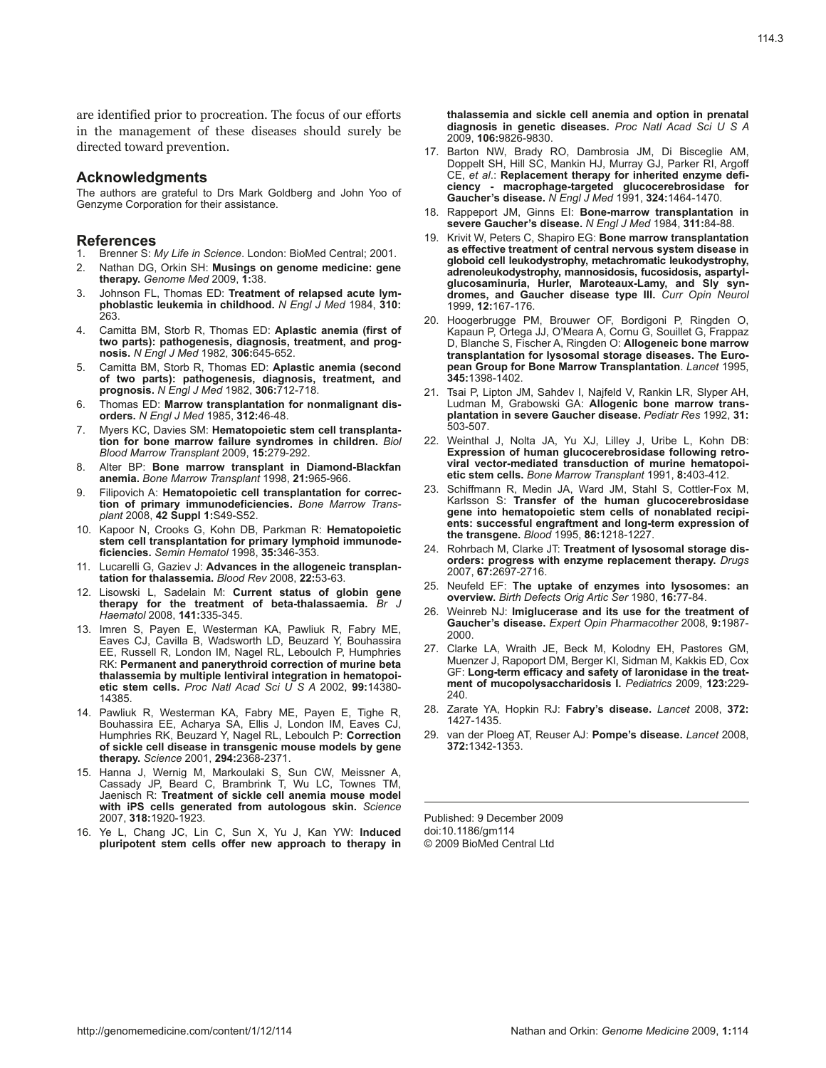are identified prior to procreation. The focus of our efforts in the management of these diseases should surely be directed toward prevention.

## Acknowledgments

The authors are grateful to Drs Mark Goldberg and John Yoo of Genzyme Corporation for their assistance.

## References

1. Brenner S: *My Life in Science*. London: BioMed Central; 2001.
2. Nathan DG, Orkin SH: **Musings on genome medicine: gene therapy.** *Genome Med* 2009, **1:**38.
3. Johnson FL, Thomas ED: **Treatment of relapsed acute lymphoblastic leukemia in childhood.** *N Engl J Med* 1984, **310:** 263.
4. Camitta BM, Storb R, Thomas ED: **Aplastic anemia (first of two parts): pathogenesis, diagnosis, treatment, and prognosis.** *N Engl J Med* 1982, **306:**645-652.
5. Camitta BM, Storb R, Thomas ED: **Aplastic anemia (second of two parts): pathogenesis, diagnosis, treatment, and prognosis.** *N Engl J Med* 1982, **306:**712-718.
6. Thomas ED: **Marrow transplantation for nonmalignant disorders.** *N Engl J Med* 1985, **312:**46-48.
7. Myers KC, Davies SM: **Hematopoietic stem cell transplantation for bone marrow failure syndromes in children.** *Biol Blood Marrow Transplant* 2009, **15:**279-292.
8. Alter BP: **Bone marrow transplant in Diamond-Blackfan anemia.** *Bone Marrow Transplant* 1998, **21:**965-966.
9. Filipovich A: **Hematopoietic cell transplantation for correction of primary immunodeficiencies.** *Bone Marrow Transplant* 2008, **42 Suppl 1:**S49-S52.
10. Kapoor N, Crooks G, Kohn DB, Parkman R: **Hematopoietic stem cell transplantation for primary lymphoid immunodeficiencies.** *Semin Hematol* 1998, **35:**346-353.
11. Lucarelli G, Gaziev J: **Advances in the allogeneic transplantation for thalassemia.** *Blood Rev* 2008, **22:**53-63.
12. Lisowski L, Sadelain M: **Current status of globin gene therapy for the treatment of beta-thalassaemia.** *Br J Haematol* 2008, **141:**335-345.
13. Imren S, Payen E, Westerman KA, Pawliuk R, Fabry ME, Eaves CJ, Cavilla B, Wadsworth LD, Beuzard Y, Bouhassira EE, Russell R, London IM, Nagel RL, Leboulch P, Humphries RK: **Permanent and panerythroid correction of murine beta thalassemia by multiple lentiviral integration in hematopoietic stem cells.** *Proc Natl Acad Sci U S A* 2002, **99:**14380-14385.
14. Pawliuk R, Westerman KA, Fabry ME, Payen E, Tighe R, Bouhassira EE, Acharya SA, Ellis J, London IM, Eaves CJ, Humphries RK, Beuzard Y, Nagel RL, Leboulch P: **Correction of sickle cell disease in transgenic mouse models by gene therapy.** *Science* 2001, **294:**2368-2371.
15. Hanna J, Wernig M, Markoulaki S, Sun CW, Meissner A, Cassady JP, Beard C, Brambrink T, Wu LC, Townes TM, Jaenisch R: **Treatment of sickle cell anemia mouse model with iPS cells generated from autologous skin.** *Science* 2007, **318:**1920-1923.
16. Ye L, Chang JC, Lin C, Sun X, Yu J, Kan YW: **Induced pluripotent stem cells offer new approach to therapy in thalassemia and sickle cell anemia and option in prenatal diagnosis in genetic diseases.** *Proc Natl Acad Sci U S A* 2009, **106:**9826-9830.
17. Barton NW, Brady RO, Dambrosia JM, Di Bisceglie AM, Doppelt SH, Hill SC, Mankin HJ, Murray GJ, Parker RI, Argoff CE, *et al*.: **Replacement therapy for inherited enzyme deficiency - macrophage-targeted glucocerebrosidase for Gaucher's disease.** *N Engl J Med* 1991, **324:**1464-1470.
18. Rappeport JM, Ginns EI: **Bone-marrow transplantation in severe Gaucher's disease.** *N Engl J Med* 1984, **311:**84-88.
19. Krivit W, Peters C, Shapiro EG: **Bone marrow transplantation as effective treatment of central nervous system disease in globoid cell leukodystrophy, metachromatic leukodystrophy, adrenoleukodystrophy, mannosidosis, fucosidosis, aspartylglucosaminuria, Hurler, Maroteaux-Lamy, and Sly syndromes, and Gaucher disease type III.** *Curr Opin Neurol* 1999, **12:**167-176.
20. Hoogerbrugge PM, Brouwer OF, Bordigoni P, Ringden O, Kapaun P, Ortega JJ, O'Meara A, Cornu G, Souillet G, Frappaz D, Blanche S, Fischer A, Ringden O: **Allogeneic bone marrow transplantation for lysosomal storage diseases. The European Group for Bone Marrow Transplantation**. *Lancet* 1995, **345:**1398-1402.
21. Tsai P, Lipton JM, Sahdev I, Najfeld V, Rankin LR, Slyper AH, Ludman M, Grabowski GA: **Allogenic bone marrow transplantation in severe Gaucher disease.** *Pediatr Res* 1992, **31:** 503-507.
22. Weinthal J, Nolta JA, Yu XJ, Lilley J, Uribe L, Kohn DB: **Expression of human glucocerebrosidase following retroviral vector-mediated transduction of murine hematopoietic stem cells.** *Bone Marrow Transplant* 1991, **8:**403-412.
23. Schiffmann R, Medin JA, Ward JM, Stahl S, Cottler-Fox M, Karlsson S: **Transfer of the human glucocerebrosidase gene into hematopoietic stem cells of nonablated recipients: successful engraftment and long-term expression of the transgene.** *Blood* 1995, **86:**1218-1227.
24. Rohrbach M, Clarke JT: **Treatment of lysosomal storage disorders: progress with enzyme replacement therapy.** *Drugs* 2007, **67:**2697-2716.
25. Neufeld EF: **The uptake of enzymes into lysosomes: an overview.** *Birth Defects Orig Artic Ser* 1980, **16:**77-84.
26. Weinreb NJ: **Imiglucerase and its use for the treatment of Gaucher's disease.** *Expert Opin Pharmacother* 2008, **9:**1987-2000.
27. Clarke LA, Wraith JE, Beck M, Kolodny EH, Pastores GM, Muenzer J, Rapoport DM, Berger KI, Sidman M, Kakkis ED, Cox GF: **Long-term efficacy and safety of laronidase in the treatment of mucopolysaccharidosis I.** *Pediatrics* 2009, **123:**229-240.
28. Zarate YA, Hopkin RJ: **Fabry's disease.** *Lancet* 2008, **372:** 1427-1435.
29. van der Ploeg AT, Reuser AJ: **Pompe's disease.** *Lancet* 2008, **372:**1342-1353.

Published: 9 December 2009
doi:10.1186/gm114
© 2009 BioMed Central Ltd